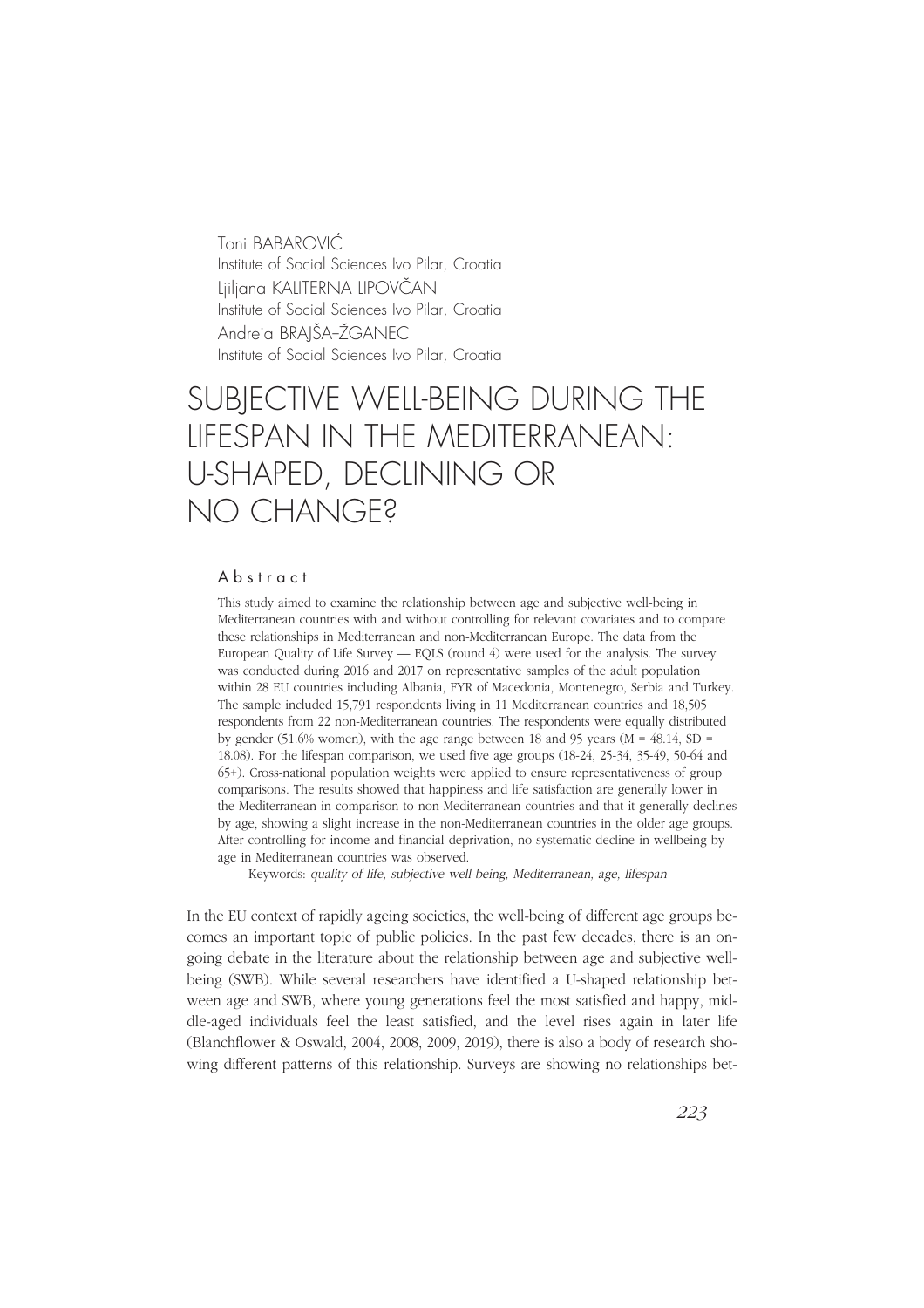Toni BABAROVIĆ
Institute of Social Sciences Ivo Pilar, Croatia
Ljiljana KALITERNA LIPOVČAN
Institute of Social Sciences Ivo Pilar, Croatia
Andreja BRAJŠA–ŽGANEC
Institute of Social Sciences Ivo Pilar, Croatia

# SUBJECTIVE WELL-BEING DURING THE LIFESPAN IN THE MEDITERRANEAN: U-SHAPED, DECLINING OR NO CHANGE?

### Abstract

This study aimed to examine the relationship between age and subjective well-being in Mediterranean countries with and without controlling for relevant covariates and to compare these relationships in Mediterranean and non-Mediterranean Europe. The data from the European Quality of Life Survey — EQLS (round 4) were used for the analysis. The survey was conducted during 2016 and 2017 on representative samples of the adult population within 28 EU countries including Albania, FYR of Macedonia, Montenegro, Serbia and Turkey. The sample included 15,791 respondents living in 11 Mediterranean countries and 18,505 respondents from 22 non-Mediterranean countries. The respondents were equally distributed by gender (51.6% women), with the age range between 18 and 95 years (M = 48.14, SD = 18.08). For the lifespan comparison, we used five age groups (18-24, 25-34, 35-49, 50-64 and 65+). Cross-national population weights were applied to ensure representativeness of group comparisons. The results showed that happiness and life satisfaction are generally lower in the Mediterranean in comparison to non-Mediterranean countries and that it generally declines by age, showing a slight increase in the non-Mediterranean countries in the older age groups. After controlling for income and financial deprivation, no systematic decline in wellbeing by age in Mediterranean countries was observed.

Keywords: *quality of life, subjective well-being, Mediterranean, age, lifespan*

In the EU context of rapidly ageing societies, the well-being of different age groups becomes an important topic of public policies. In the past few decades, there is an ongoing debate in the literature about the relationship between age and subjective well-being (SWB). While several researchers have identified a U-shaped relationship between age and SWB, where young generations feel the most satisfied and happy, middle-aged individuals feel the least satisfied, and the level rises again in later life (Blanchflower & Oswald, 2004, 2008, 2009, 2019), there is also a body of research showing different patterns of this relationship. Surveys are showing no relationships bet-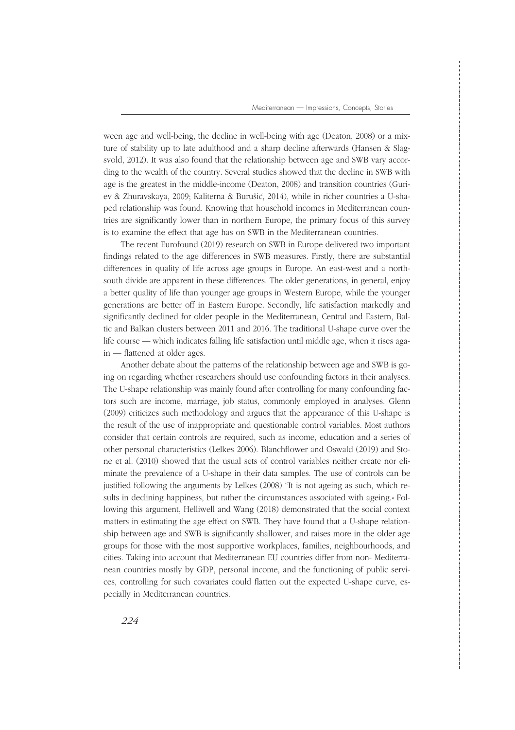ween age and well-being, the decline in well-being with age (Deaton, 2008) or a mixture of stability up to late adulthood and a sharp decline afterwards (Hansen & Slagsvold, 2012). It was also found that the relationship between age and SWB vary according to the wealth of the country. Several studies showed that the decline in SWB with age is the greatest in the middle-income (Deaton, 2008) and transition countries (Guriev & Zhuravskaya, 2009; Kaliterna & Burušić, 2014), while in richer countries a U-shaped relationship was found. Knowing that household incomes in Mediterranean countries are significantly lower than in northern Europe, the primary focus of this survey is to examine the effect that age has on SWB in the Mediterranean countries.

The recent Eurofound (2019) research on SWB in Europe delivered two important findings related to the age differences in SWB measures. Firstly, there are substantial differences in quality of life across age groups in Europe. An east-west and a north-south divide are apparent in these differences. The older generations, in general, enjoy a better quality of life than younger age groups in Western Europe, while the younger generations are better off in Eastern Europe. Secondly, life satisfaction markedly and significantly declined for older people in the Mediterranean, Central and Eastern, Baltic and Balkan clusters between 2011 and 2016. The traditional U-shape curve over the life course — which indicates falling life satisfaction until middle age, when it rises again — flattened at older ages.

Another debate about the patterns of the relationship between age and SWB is going on regarding whether researchers should use confounding factors in their analyses. The U-shape relationship was mainly found after controlling for many confounding factors such are income, marriage, job status, commonly employed in analyses. Glenn (2009) criticizes such methodology and argues that the appearance of this U-shape is the result of the use of inappropriate and questionable control variables. Most authors consider that certain controls are required, such as income, education and a series of other personal characteristics (Lelkes 2006). Blanchflower and Oswald (2019) and Stone et al. (2010) showed that the usual sets of control variables neither create nor eliminate the prevalence of a U-shape in their data samples. The use of controls can be justified following the arguments by Lelkes (2008) "It is not ageing as such, which results in declining happiness, but rather the circumstances associated with ageing." Following this argument, Helliwell and Wang (2018) demonstrated that the social context matters in estimating the age effect on SWB. They have found that a U-shape relationship between age and SWB is significantly shallower, and raises more in the older age groups for those with the most supportive workplaces, families, neighbourhoods, and cities. Taking into account that Mediterranean EU countries differ from non- Mediterranean countries mostly by GDP, personal income, and the functioning of public services, controlling for such covariates could flatten out the expected U-shape curve, especially in Mediterranean countries.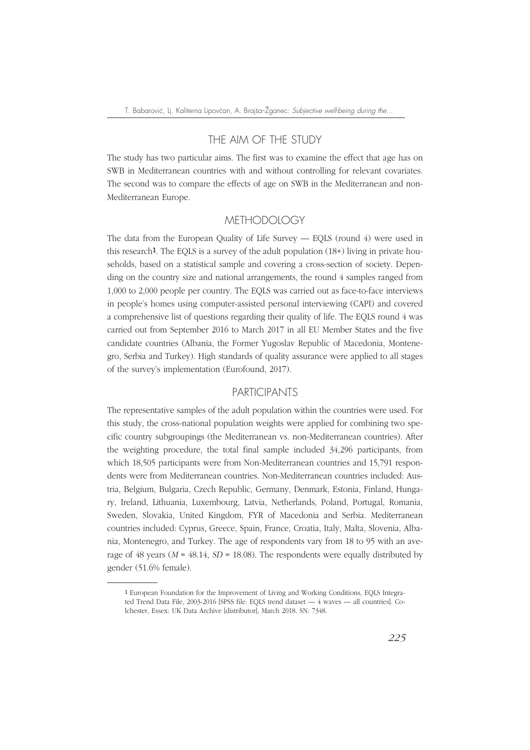## THE AIM OF THE STUDY

The study has two particular aims. The first was to examine the effect that age has on SWB in Mediterranean countries with and without controlling for relevant covariates. The second was to compare the effects of age on SWB in the Mediterranean and non-Mediterranean Europe.

## METHODOLOGY

The data from the European Quality of Life Survey — EQLS (round 4) were used in this research[1]. The EQLS is a survey of the adult population (18+) living in private households, based on a statistical sample and covering a cross-section of society. Depending on the country size and national arrangements, the round 4 samples ranged from 1,000 to 2,000 people per country. The EQLS was carried out as face-to-face interviews in people's homes using computer-assisted personal interviewing (CAPI) and covered a comprehensive list of questions regarding their quality of life. The EQLS round 4 was carried out from September 2016 to March 2017 in all EU Member States and the five candidate countries (Albania, the Former Yugoslav Republic of Macedonia, Montenegro, Serbia and Turkey). High standards of quality assurance were applied to all stages of the survey's implementation (Eurofound, 2017).

## PARTICIPANTS

The representative samples of the adult population within the countries were used. For this study, the cross-national population weights were applied for combining two specific country subgroupings (the Mediterranean vs. non-Mediterranean countries). After the weighting procedure, the total final sample included 34,296 participants, from which 18,505 participants were from Non-Mediterranean countries and 15,791 respondents were from Mediterranean countries. Non-Mediterranean countries included: Austria, Belgium, Bulgaria, Czech Republic, Germany, Denmark, Estonia, Finland, Hungary, Ireland, Lithuania, Luxembourg, Latvia, Netherlands, Poland, Portugal, Romania, Sweden, Slovakia, United Kingdom, FYR of Macedonia and Serbia. Mediterranean countries included: Cyprus, Greece, Spain, France, Croatia, Italy, Malta, Slovenia, Albania, Montenegro, and Turkey. The age of respondents vary from 18 to 95 with an average of 48 years ($M$ = 48.14, $SD$ = 18.08). The respondents were equally distributed by gender (51.6% female).

---

[1] European Foundation for the Improvement of Living and Working Conditions, EQLS Integrated Trend Data File, 2003-2016 [SPSS file: EQLS trend dataset — 4 waves — all countries]. Colchester, Essex: UK Data Archive [distributor], March 2018. SN: 7348.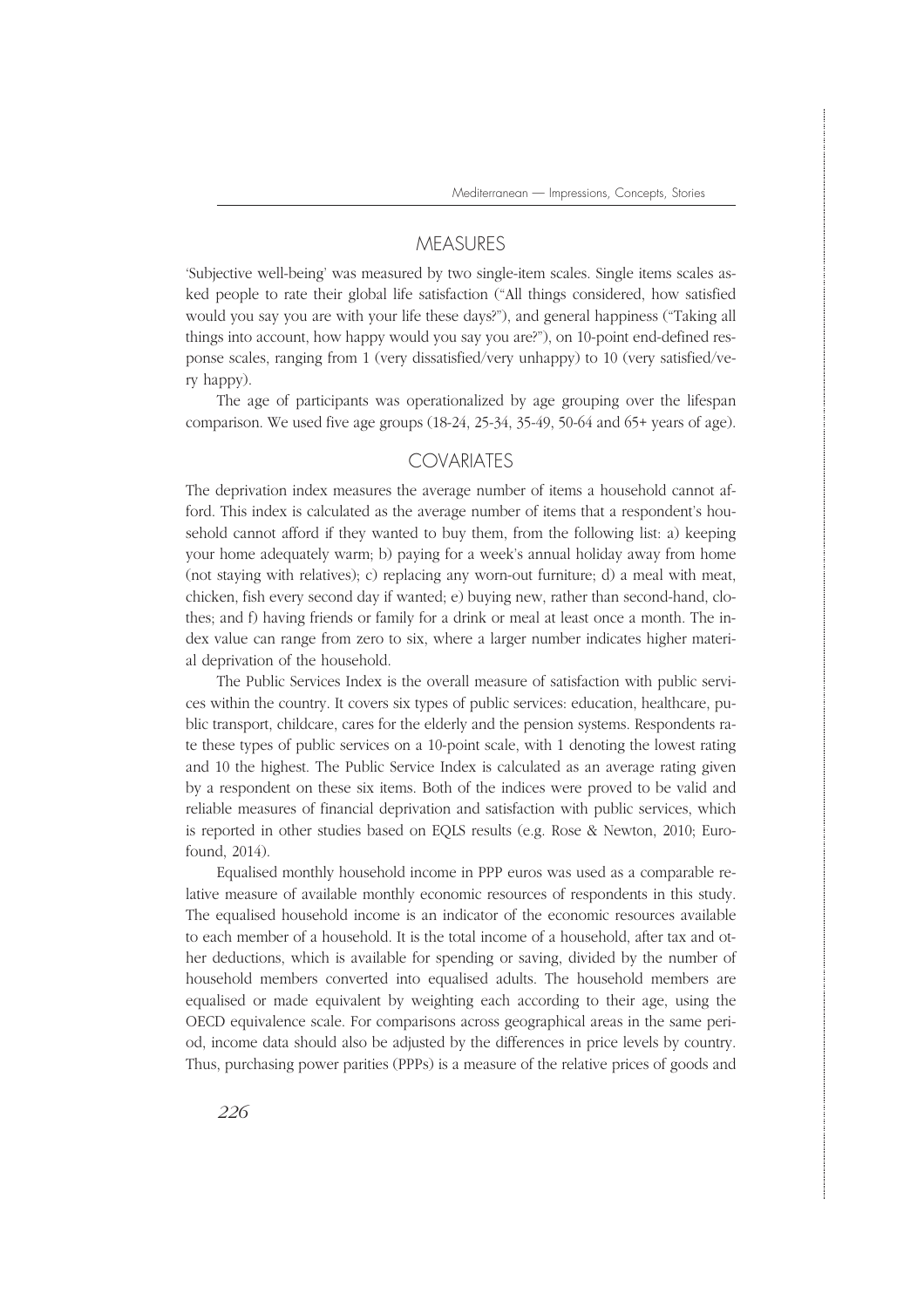## MEASURES

'Subjective well-being' was measured by two single-item scales. Single items scales asked people to rate their global life satisfaction ("All things considered, how satisfied would you say you are with your life these days?"), and general happiness ("Taking all things into account, how happy would you say you are?"), on 10-point end-defined response scales, ranging from 1 (very dissatisfied/very unhappy) to 10 (very satisfied/very happy).

The age of participants was operationalized by age grouping over the lifespan comparison. We used five age groups (18-24, 25-34, 35-49, 50-64 and 65+ years of age).

## COVARIATES

The deprivation index measures the average number of items a household cannot afford. This index is calculated as the average number of items that a respondent's household cannot afford if they wanted to buy them, from the following list: a) keeping your home adequately warm; b) paying for a week's annual holiday away from home (not staying with relatives); c) replacing any worn-out furniture; d) a meal with meat, chicken, fish every second day if wanted; e) buying new, rather than second-hand, clothes; and f) having friends or family for a drink or meal at least once a month. The index value can range from zero to six, where a larger number indicates higher material deprivation of the household.

The Public Services Index is the overall measure of satisfaction with public services within the country. It covers six types of public services: education, healthcare, public transport, childcare, cares for the elderly and the pension systems. Respondents rate these types of public services on a 10-point scale, with 1 denoting the lowest rating and 10 the highest. The Public Service Index is calculated as an average rating given by a respondent on these six items. Both of the indices were proved to be valid and reliable measures of financial deprivation and satisfaction with public services, which is reported in other studies based on EQLS results (e.g. Rose & Newton, 2010; Eurofound, 2014).

Equalised monthly household income in PPP euros was used as a comparable relative measure of available monthly economic resources of respondents in this study. The equalised household income is an indicator of the economic resources available to each member of a household. It is the total income of a household, after tax and other deductions, which is available for spending or saving, divided by the number of household members converted into equalised adults. The household members are equalised or made equivalent by weighting each according to their age, using the OECD equivalence scale. For comparisons across geographical areas in the same period, income data should also be adjusted by the differences in price levels by country. Thus, purchasing power parities (PPPs) is a measure of the relative prices of goods and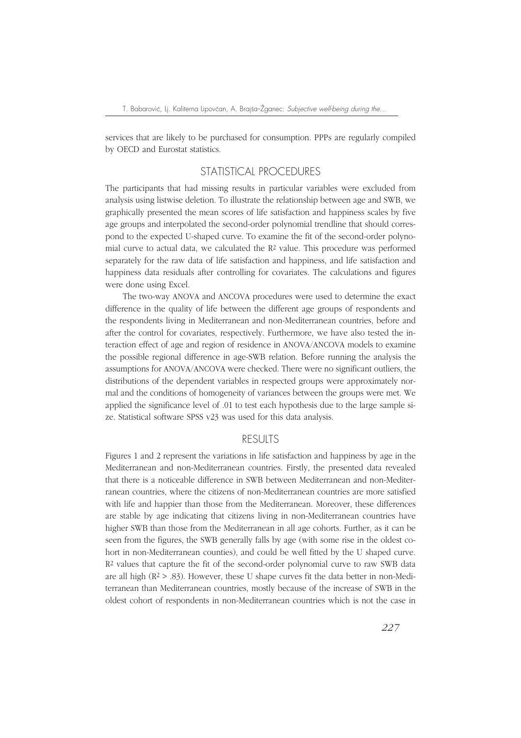services that are likely to be purchased for consumption. PPPs are regularly compiled by OECD and Eurostat statistics.

## STATISTICAL PROCEDURES

The participants that had missing results in particular variables were excluded from analysis using listwise deletion. To illustrate the relationship between age and SWB, we graphically presented the mean scores of life satisfaction and happiness scales by five age groups and interpolated the second-order polynomial trendline that should correspond to the expected U-shaped curve. To examine the fit of the second-order polynomial curve to actual data, we calculated the $R^2$ value. This procedure was performed separately for the raw data of life satisfaction and happiness, and life satisfaction and happiness data residuals after controlling for covariates. The calculations and figures were done using Excel.

The two-way ANOVA and ANCOVA procedures were used to determine the exact difference in the quality of life between the different age groups of respondents and the respondents living in Mediterranean and non-Mediterranean countries, before and after the control for covariates, respectively. Furthermore, we have also tested the interaction effect of age and region of residence in ANOVA/ANCOVA models to examine the possible regional difference in age-SWB relation. Before running the analysis the assumptions for ANOVA/ANCOVA were checked. There were no significant outliers, the distributions of the dependent variables in respected groups were approximately normal and the conditions of homogeneity of variances between the groups were met. We applied the significance level of .01 to test each hypothesis due to the large sample size. Statistical software SPSS v23 was used for this data analysis.

## RESULTS

Figures 1 and 2 represent the variations in life satisfaction and happiness by age in the Mediterranean and non-Mediterranean countries. Firstly, the presented data revealed that there is a noticeable difference in SWB between Mediterranean and non-Mediterranean countries, where the citizens of non-Mediterranean countries are more satisfied with life and happier than those from the Mediterranean. Moreover, these differences are stable by age indicating that citizens living in non-Mediterranean countries have higher SWB than those from the Mediterranean in all age cohorts. Further, as it can be seen from the figures, the SWB generally falls by age (with some rise in the oldest cohort in non-Mediterranean counties), and could be well fitted by the U shaped curve. $R^2$ values that capture the fit of the second-order polynomial curve to raw SWB data are all high ($R^2 > .83$). However, these U shape curves fit the data better in non-Mediterranean than Mediterranean countries, mostly because of the increase of SWB in the oldest cohort of respondents in non-Mediterranean countries which is not the case in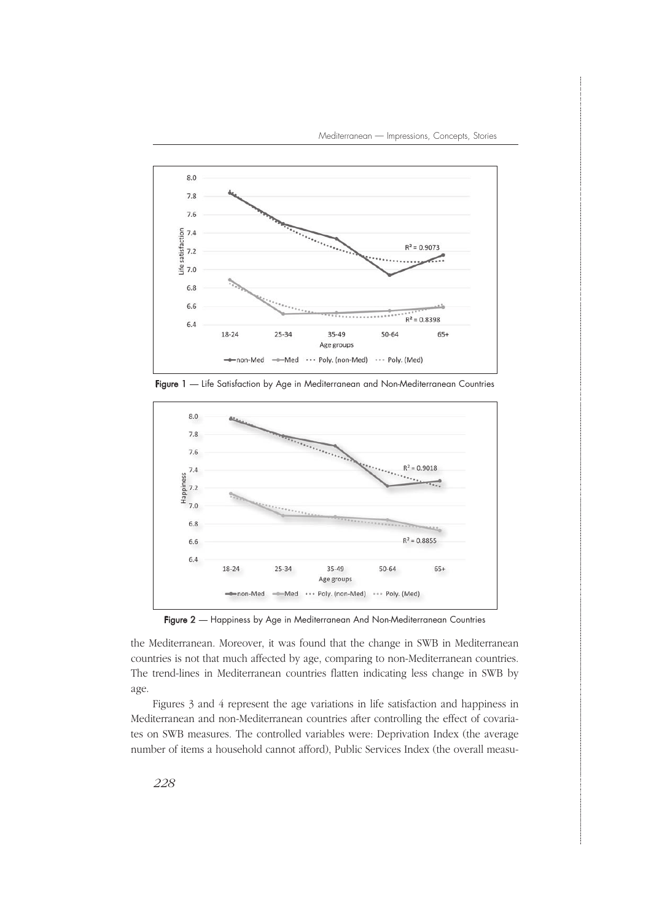Figure 1 — Life Satisfaction by Age in Mediterranean and Non-Mediterranean Countries

Figure 2 — Happiness by Age in Mediterranean And Non-Mediterranean Countries

the Mediterranean. Moreover, it was found that the change in SWB in Mediterranean countries is not that much affected by age, comparing to non-Mediterranean countries. The trend-lines in Mediterranean countries flatten indicating less change in SWB by age.

Figures 3 and 4 represent the age variations in life satisfaction and happiness in Mediterranean and non-Mediterranean countries after controlling the effect of covariates on SWB measures. The controlled variables were: Deprivation Index (the average number of items a household cannot afford), Public Services Index (the overall measu-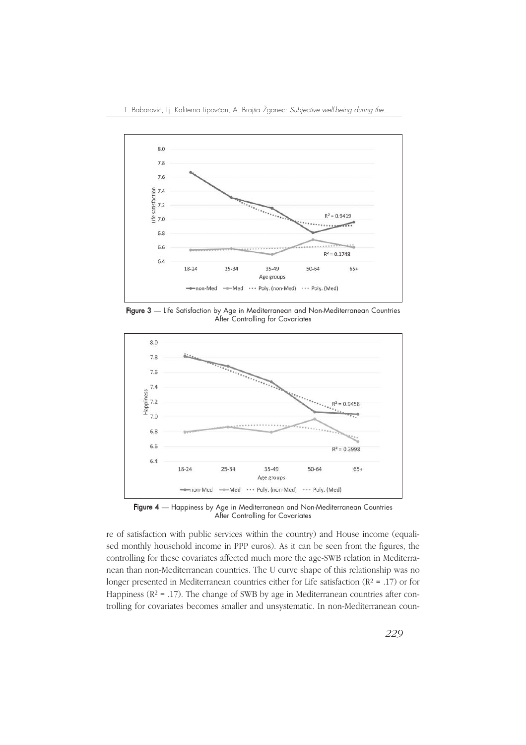Figure 3 — Life Satisfaction by Age in Mediterranean and Non-Mediterranean Countries After Controlling for Covariates

Figure 4 — Happiness by Age in Mediterranean and Non-Mediterranean Countries After Controlling for Covariates

re of satisfaction with public services within the country) and House income (equalised monthly household income in PPP euros). As it can be seen from the figures, the controlling for these covariates affected much more the age-SWB relation in Mediterranean than non-Mediterranean countries. The U curve shape of this relationship was no longer presented in Mediterranean countries either for Life satisfaction ($R^2$ = .17) or for Happiness ($R^2$ = .17). The change of SWB by age in Mediterranean countries after controlling for covariates becomes smaller and unsystematic. In non-Mediterranean coun-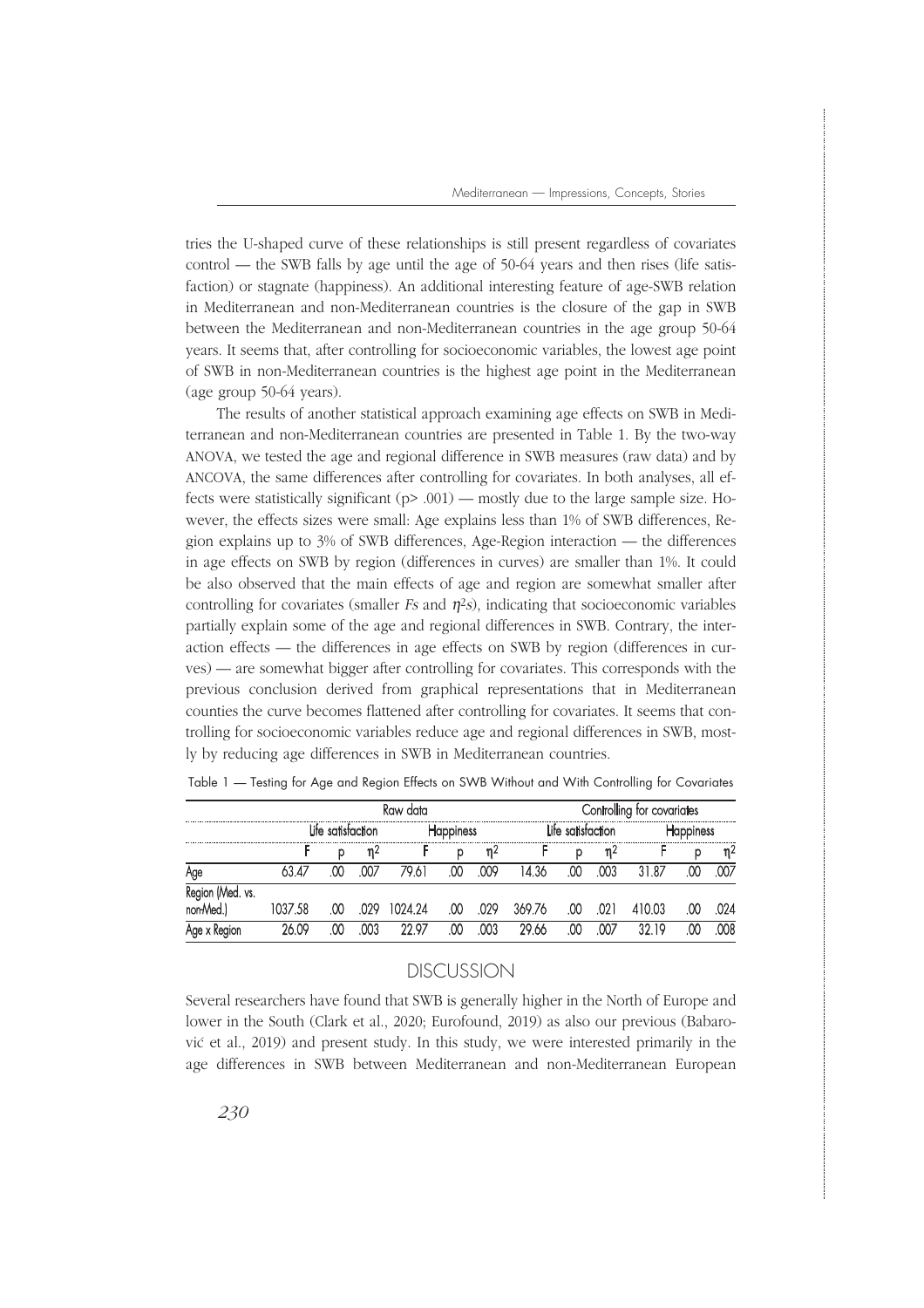tries the U-shaped curve of these relationships is still present regardless of covariates control — the SWB falls by age until the age of 50-64 years and then rises (life satisfaction) or stagnate (happiness). An additional interesting feature of age-SWB relation in Mediterranean and non-Mediterranean countries is the closure of the gap in SWB between the Mediterranean and non-Mediterranean countries in the age group 50-64 years. It seems that, after controlling for socioeconomic variables, the lowest age point of SWB in non-Mediterranean countries is the highest age point in the Mediterranean (age group 50-64 years).

The results of another statistical approach examining age effects on SWB in Mediterranean and non-Mediterranean countries are presented in Table 1. By the two-way ANOVA, we tested the age and regional difference in SWB measures (raw data) and by ANCOVA, the same differences after controlling for covariates. In both analyses, all effects were statistically significant ($p > .001$) — mostly due to the large sample size. However, the effects sizes were small: Age explains less than 1% of SWB differences, Region explains up to 3% of SWB differences, Age-Region interaction — the differences in age effects on SWB by region (differences in curves) are smaller than 1%. It could be also observed that the main effects of age and region are somewhat smaller after controlling for covariates (smaller *Fs* and $\eta^2$s), indicating that socioeconomic variables partially explain some of the age and regional differences in SWB. Contrary, the interaction effects — the differences in age effects on SWB by region (differences in curves) — are somewhat bigger after controlling for covariates. This corresponds with the previous conclusion derived from graphical representations that in Mediterranean counties the curve becomes flattened after controlling for covariates. It seems that controlling for socioeconomic variables reduce age and regional differences in SWB, mostly by reducing age differences in SWB in Mediterranean countries.

Table 1 — Testing for Age and Region Effects on SWB Without and With Controlling for Covariates

| | Raw data | | | | | | Controlling for covariates | | | | | |
|---|---|---|---|---|---|---|---|---|---|---|---|---|
| | Life satisfaction | | | Happiness | | | Life satisfaction | | | Happiness | | |
| | F | p | $\eta^2$ | F | p | $\eta^2$ | F | p | $\eta^2$ | F | p | $\eta^2$ |
| Age | 63.47 | .00 | .007 | 79.61 | .00 | .009 | 14.36 | .00 | .003 | 31.87 | .00 | .007 |
| Region (Med. vs. non-Med.) | 1037.58 | .00 | .029 | 1024.24 | .00 | .029 | 369.76 | .00 | .021 | 410.03 | .00 | .024 |
| Age x Region | 26.09 | .00 | .003 | 22.97 | .00 | .003 | 29.66 | .00 | .007 | 32.19 | .00 | .008 |

## DISCUSSION

Several researchers have found that SWB is generally higher in the North of Europe and lower in the South (Clark et al., 2020; Eurofound, 2019) as also our previous (Babarović et al., 2019) and present study. In this study, we were interested primarily in the age differences in SWB between Mediterranean and non-Mediterranean European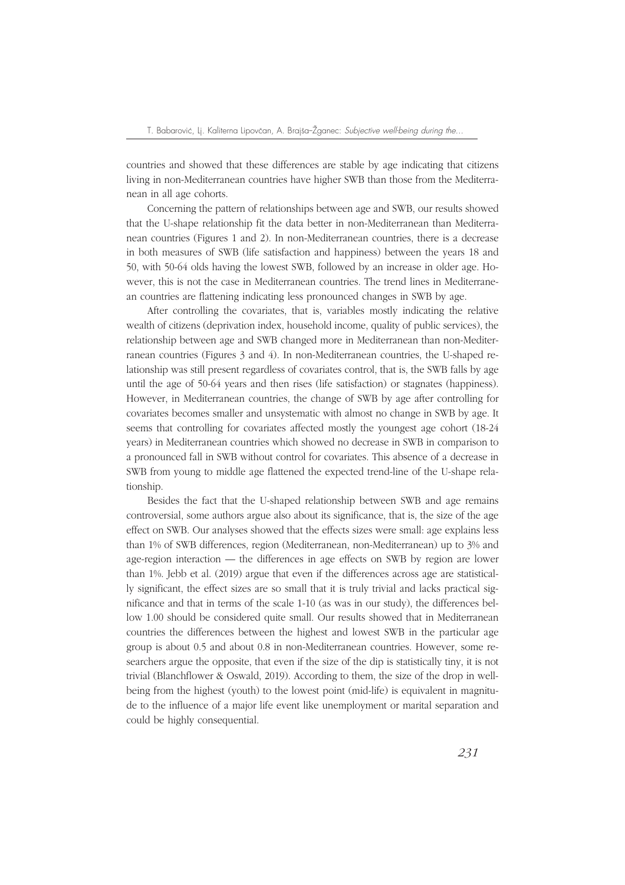countries and showed that these differences are stable by age indicating that citizens living in non-Mediterranean countries have higher SWB than those from the Mediterranean in all age cohorts.

Concerning the pattern of relationships between age and SWB, our results showed that the U-shape relationship fit the data better in non-Mediterranean than Mediterranean countries (Figures 1 and 2). In non-Mediterranean countries, there is a decrease in both measures of SWB (life satisfaction and happiness) between the years 18 and 50, with 50-64 olds having the lowest SWB, followed by an increase in older age. However, this is not the case in Mediterranean countries. The trend lines in Mediterranean countries are flattening indicating less pronounced changes in SWB by age.

After controlling the covariates, that is, variables mostly indicating the relative wealth of citizens (deprivation index, household income, quality of public services), the relationship between age and SWB changed more in Mediterranean than non-Mediterranean countries (Figures 3 and 4). In non-Mediterranean countries, the U-shaped relationship was still present regardless of covariates control, that is, the SWB falls by age until the age of 50-64 years and then rises (life satisfaction) or stagnates (happiness). However, in Mediterranean countries, the change of SWB by age after controlling for covariates becomes smaller and unsystematic with almost no change in SWB by age. It seems that controlling for covariates affected mostly the youngest age cohort (18-24 years) in Mediterranean countries which showed no decrease in SWB in comparison to a pronounced fall in SWB without control for covariates. This absence of a decrease in SWB from young to middle age flattened the expected trend-line of the U-shape relationship.

Besides the fact that the U-shaped relationship between SWB and age remains controversial, some authors argue also about its significance, that is, the size of the age effect on SWB. Our analyses showed that the effects sizes were small: age explains less than 1% of SWB differences, region (Mediterranean, non-Mediterranean) up to 3% and age-region interaction — the differences in age effects on SWB by region are lower than 1%. Jebb et al. (2019) argue that even if the differences across age are statistically significant, the effect sizes are so small that it is truly trivial and lacks practical significance and that in terms of the scale 1-10 (as was in our study), the differences bellow 1.00 should be considered quite small. Our results showed that in Mediterranean countries the differences between the highest and lowest SWB in the particular age group is about 0.5 and about 0.8 in non-Mediterranean countries. However, some researchers argue the opposite, that even if the size of the dip is statistically tiny, it is not trivial (Blanchflower & Oswald, 2019). According to them, the size of the drop in well-being from the highest (youth) to the lowest point (mid-life) is equivalent in magnitude to the influence of a major life event like unemployment or marital separation and could be highly consequential.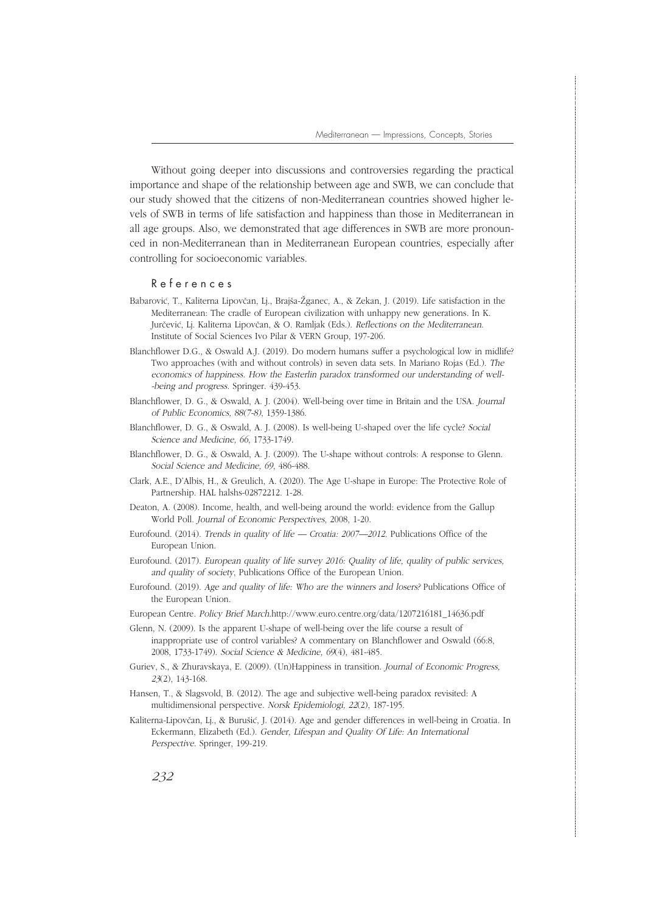Without going deeper into discussions and controversies regarding the practical importance and shape of the relationship between age and SWB, we can conclude that our study showed that the citizens of non-Mediterranean countries showed higher levels of SWB in terms of life satisfaction and happiness than those in Mediterranean in all age groups. Also, we demonstrated that age differences in SWB are more pronounced in non-Mediterranean than in Mediterranean European countries, especially after controlling for socioeconomic variables.

## References

Babarović, T., Kaliterna Lipovčan, Lj., Brajša-Žganec, A., & Zekan, J. (2019). Life satisfaction in the Mediterranean: The cradle of European civilization with unhappy new generations. In K. Jurčević, Lj. Kaliterna Lipovčan, & O. Ramljak (Eds.). *Reflections on the Mediterranean*. Institute of Social Sciences Ivo Pilar & VERN Group, 197-206.

Blanchflower D.G., & Oswald A.J. (2019). Do modern humans suffer a psychological low in midlife? Two approaches (with and without controls) in seven data sets. In Mariano Rojas (Ed.). *The economics of happiness. How the Easterlin paradox transformed our understanding of well--being and progress*. Springer. 439-453.

Blanchflower, D. G., & Oswald, A. J. (2004). Well-being over time in Britain and the USA. *Journal of Public Economics, 88(7-8)*, 1359-1386.

Blanchflower, D. G., & Oswald, A. J. (2008). Is well-being U-shaped over the life cycle? *Social Science and Medicine, 66*, 1733-1749.

Blanchflower, D. G., & Oswald, A. J. (2009). The U-shape without controls: A response to Glenn. *Social Science and Medicine, 69*, 486-488.

Clark, A.E., D'Albis, H., & Greulich, A. (2020). The Age U-shape in Europe: The Protective Role of Partnership. HAL halshs-02872212. 1-28.

Deaton, A. (2008). Income, health, and well-being around the world: evidence from the Gallup World Poll. *Journal of Economic Perspectives*, 2008, 1-20.

Eurofound. (2014). *Trends in quality of life — Croatia: 2007—2012*. Publications Office of the European Union.

Eurofound. (2017). *European quality of life survey 2016: Quality of life, quality of public services, and quality of society*, Publications Office of the European Union.

Eurofound. (2019). *Age and quality of life: Who are the winners and losers?* Publications Office of the European Union.

European Centre. *Policy Brief March*.http://www.euro.centre.org/data/1207216181_14636.pdf

Glenn, N. (2009). Is the apparent U-shape of well-being over the life course a result of inappropriate use of control variables? A commentary on Blanchflower and Oswald (66:8, 2008, 1733-1749). *Social Science & Medicine, 69*(4), 481-485.

Guriev, S., & Zhuravskaya, E. (2009). (Un)Happiness in transition. *Journal of Economic Progress, 23*(2), 143-168.

Hansen, T., & Slagsvold, B. (2012). The age and subjective well-being paradox revisited: A multidimensional perspective. *Norsk Epidemiologi, 22*(2), 187-195.

Kaliterna-Lipovčan, Lj., & Burušić, J. (2014). Age and gender differences in well-being in Croatia. In Eckermann, Elizabeth (Ed.). *Gender, Lifespan and Quality Of Life: An International Perspective*. Springer, 199-219.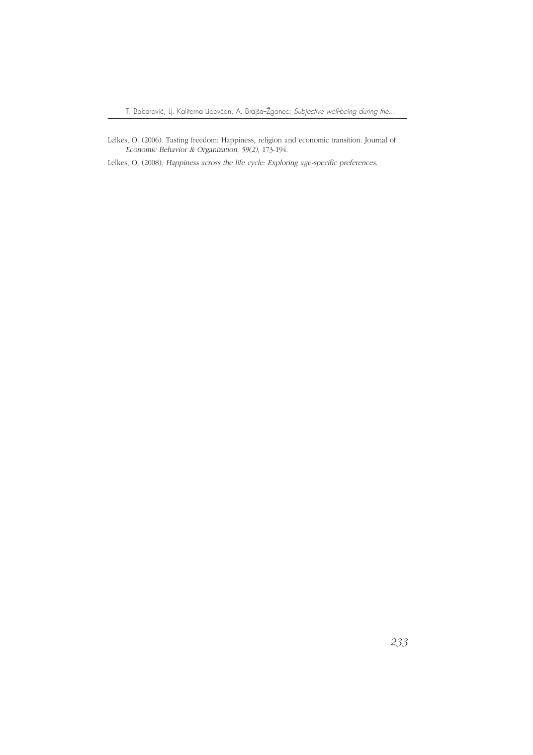Lelkes, O. (2006). Tasting freedom: Happiness, religion and economic transition. Journal of *Economic Behavior & Organization, 59(2)*, 173-194.

Lelkes, O. (2008). *Happiness across the life cycle: Exploring age-specific preferences.*